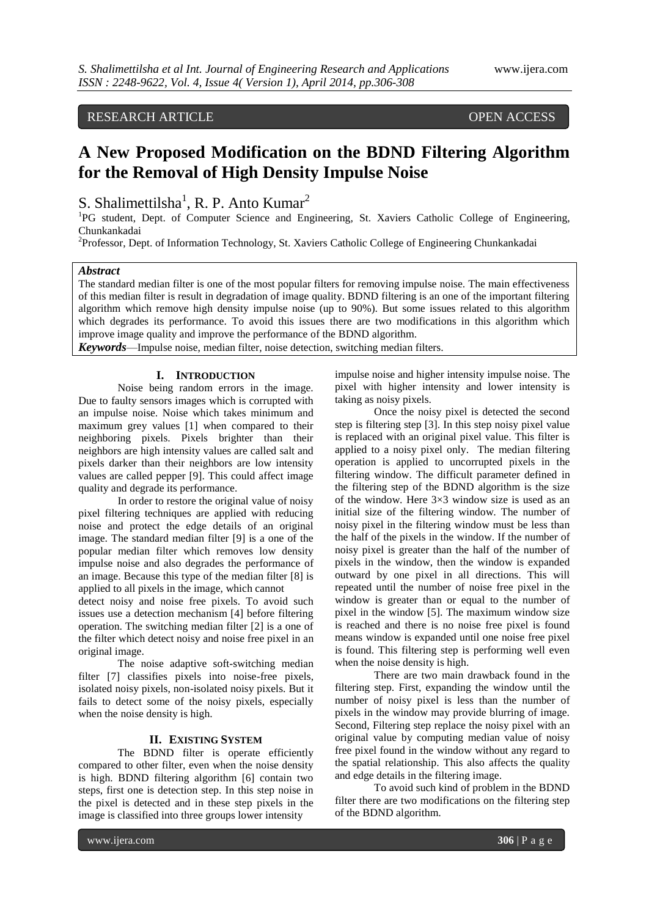RESEARCH ARTICLE OPEN ACCESS

# A New Proposed Modification on the BDND Filtering Algorithm for the Removal of High Density Impulse Noise

S. Shalimettilsha[1], R. P. Anto Kumar[2]

[1]PG student, Dept. of Computer Science and Engineering, St. Xaviers Catholic College of Engineering, Chunkankadai

[2]Professor, Dept. of Information Technology, St. Xaviers Catholic College of Engineering Chunkankadai

***Abstract***

The standard median filter is one of the most popular filters for removing impulse noise. The main effectiveness of this median filter is result in degradation of image quality. BDND filtering is an one of the important filtering algorithm which remove high density impulse noise (up to 90%). But some issues related to this algorithm which degrades its performance. To avoid this issues there are two modifications in this algorithm which improve image quality and improve the performance of the BDND algorithm.

***Keywords***—Impulse noise, median filter, noise detection, switching median filters.

## I. Introduction

Noise being random errors in the image. Due to faulty sensors images which is corrupted with an impulse noise. Noise which takes minimum and maximum grey values [1] when compared to their neighboring pixels. Pixels brighter than their neighbors are high intensity values are called salt and pixels darker than their neighbors are low intensity values are called pepper [9]. This could affect image quality and degrade its performance.

In order to restore the original value of noisy pixel filtering techniques are applied with reducing noise and protect the edge details of an original image. The standard median filter [9] is a one of the popular median filter which removes low density impulse noise and also degrades the performance of an image. Because this type of the median filter [8] is applied to all pixels in the image, which cannot detect noisy and noise free pixels. To avoid such issues use a detection mechanism [4] before filtering operation. The switching median filter [2] is a one of the filter which detect noisy and noise free pixel in an original image.

The noise adaptive soft-switching median filter [7] classifies pixels into noise-free pixels, isolated noisy pixels, non-isolated noisy pixels. But it fails to detect some of the noisy pixels, especially when the noise density is high.

## II. Existing System

The BDND filter is operate efficiently compared to other filter, even when the noise density is high. BDND filtering algorithm [6] contain two steps, first one is detection step. In this step noise in the pixel is detected and in these step pixels in the image is classified into three groups lower intensity impulse noise and higher intensity impulse noise. The pixel with higher intensity and lower intensity is taking as noisy pixels.

Once the noisy pixel is detected the second step is filtering step [3]. In this step noisy pixel value is replaced with an original pixel value. This filter is applied to a noisy pixel only. The median filtering operation is applied to uncorrupted pixels in the filtering window. The difficult parameter defined in the filtering step of the BDND algorithm is the size of the window. Here 3×3 window size is used as an initial size of the filtering window. The number of noisy pixel in the filtering window must be less than the half of the pixels in the window. If the number of noisy pixel is greater than the half of the number of pixels in the window, then the window is expanded outward by one pixel in all directions. This will repeated until the number of noise free pixel in the window is greater than or equal to the number of pixel in the window [5]. The maximum window size is reached and there is no noise free pixel is found means window is expanded until one noise free pixel is found. This filtering step is performing well even when the noise density is high.

There are two main drawback found in the filtering step. First, expanding the window until the number of noisy pixel is less than the number of pixels in the window may provide blurring of image. Second, Filtering step replace the noisy pixel with an original value by computing median value of noisy free pixel found in the window without any regard to the spatial relationship. This also affects the quality and edge details in the filtering image.

To avoid such kind of problem in the BDND filter there are two modifications on the filtering step of the BDND algorithm.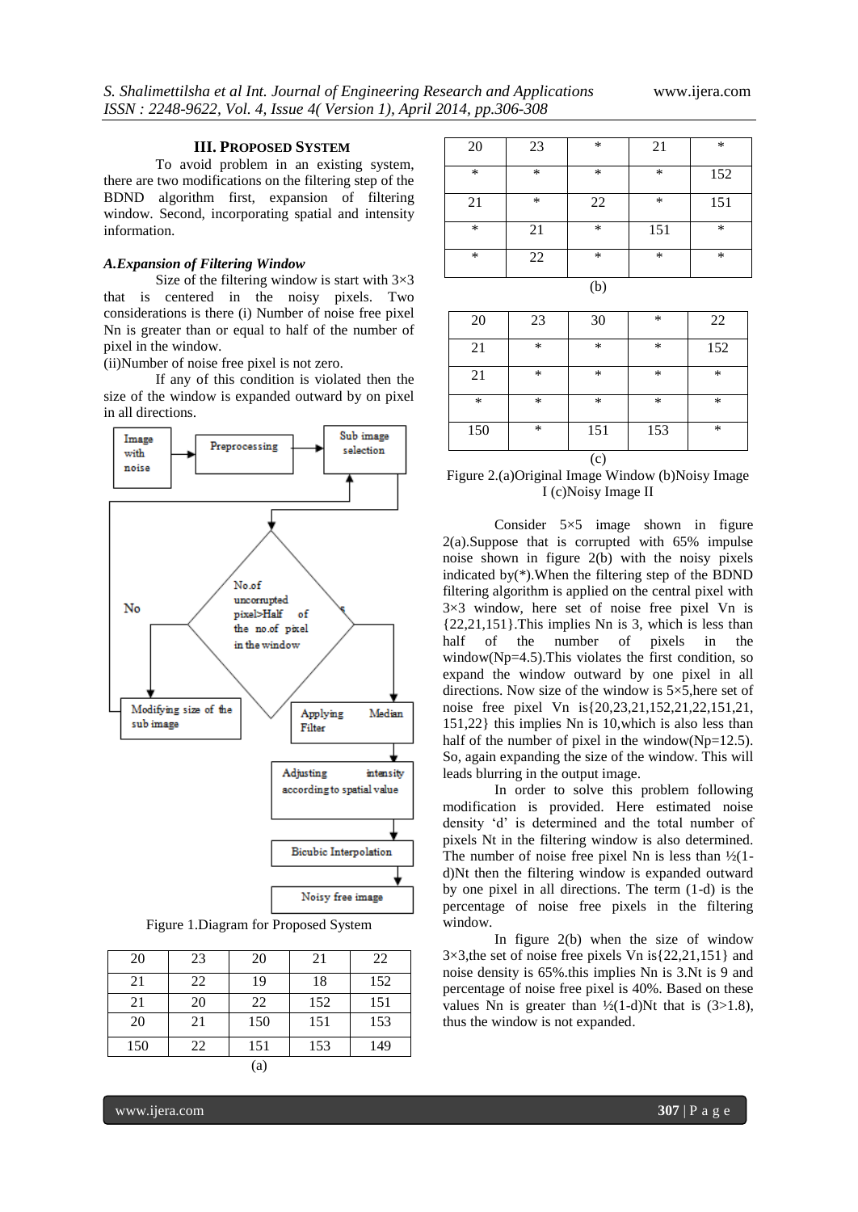## III. PROPOSED SYSTEM

To avoid problem in an existing system, there are two modifications on the filtering step of the BDND algorithm first, expansion of filtering window. Second, incorporating spatial and intensity information.

### A.Expansion of Filtering Window

Size of the filtering window is start with 3×3 that is centered in the noisy pixels. Two considerations is there (i) Number of noise free pixel Nn is greater than or equal to half of the number of pixel in the window.

(ii)Number of noise free pixel is not zero.

If any of this condition is violated then the size of the window is expanded outward by on pixel in all directions.

Figure 1.Diagram for Proposed System

| 20 | 23 | 20 | 21 | 22 |
|---|---|---|---|---|
| 21 | 22 | 19 | 18 | 152 |
| 21 | 20 | 22 | 152 | 151 |
| 20 | 21 | 150 | 151 | 153 |
| 150 | 22 | 151 | 153 | 149 |

(a)

| 20 | 23 | * | 21 | * |
|---|---|---|---|---|
| * | * | * | * | 152 |
| 21 | * | 22 | * | 151 |
| * | 21 | * | 151 | * |
| * | 22 | * | * | * |

(b)

| 20 | 23 | 30 | * | 22 |
|---|---|---|---|---|
| 21 | * | * | * | 152 |
| 21 | * | * | * | * |
| * | * | * | * | * |
| 150 | * | 151 | 153 | * |

(c)

Figure 2.(a)Original Image Window (b)Noisy Image I (c)Noisy Image II

Consider 5×5 image shown in figure 2(a).Suppose that is corrupted with 65% impulse noise shown in figure 2(b) with the noisy pixels indicated by(*).When the filtering step of the BDND filtering algorithm is applied on the central pixel with 3×3 window, here set of noise free pixel Vn is {22,21,151}.This implies Nn is 3, which is less than half of the number of pixels in the window(Np=4.5).This violates the first condition, so expand the window outward by one pixel in all directions. Now size of the window is 5×5,here set of noise free pixel Vn is{20,23,21,152,21,22,151,21, 151,22} this implies Nn is 10,which is also less than half of the number of pixel in the window(Np=12.5). So, again expanding the size of the window. This will leads blurring in the output image.

In order to solve this problem following modification is provided. Here estimated noise density 'd' is determined and the total number of pixels Nt in the filtering window is also determined. The number of noise free pixel Nn is less than ½(1-d)Nt then the filtering window is expanded outward by one pixel in all directions. The term (1-d) is the percentage of noise free pixels in the filtering window.

In figure 2(b) when the size of window 3×3,the set of noise free pixels Vn is{22,21,151} and noise density is 65%.this implies Nn is 3.Nt is 9 and percentage of noise free pixel is 40%. Based on these values Nn is greater than ½(1-d)Nt that is (3>1.8), thus the window is not expanded.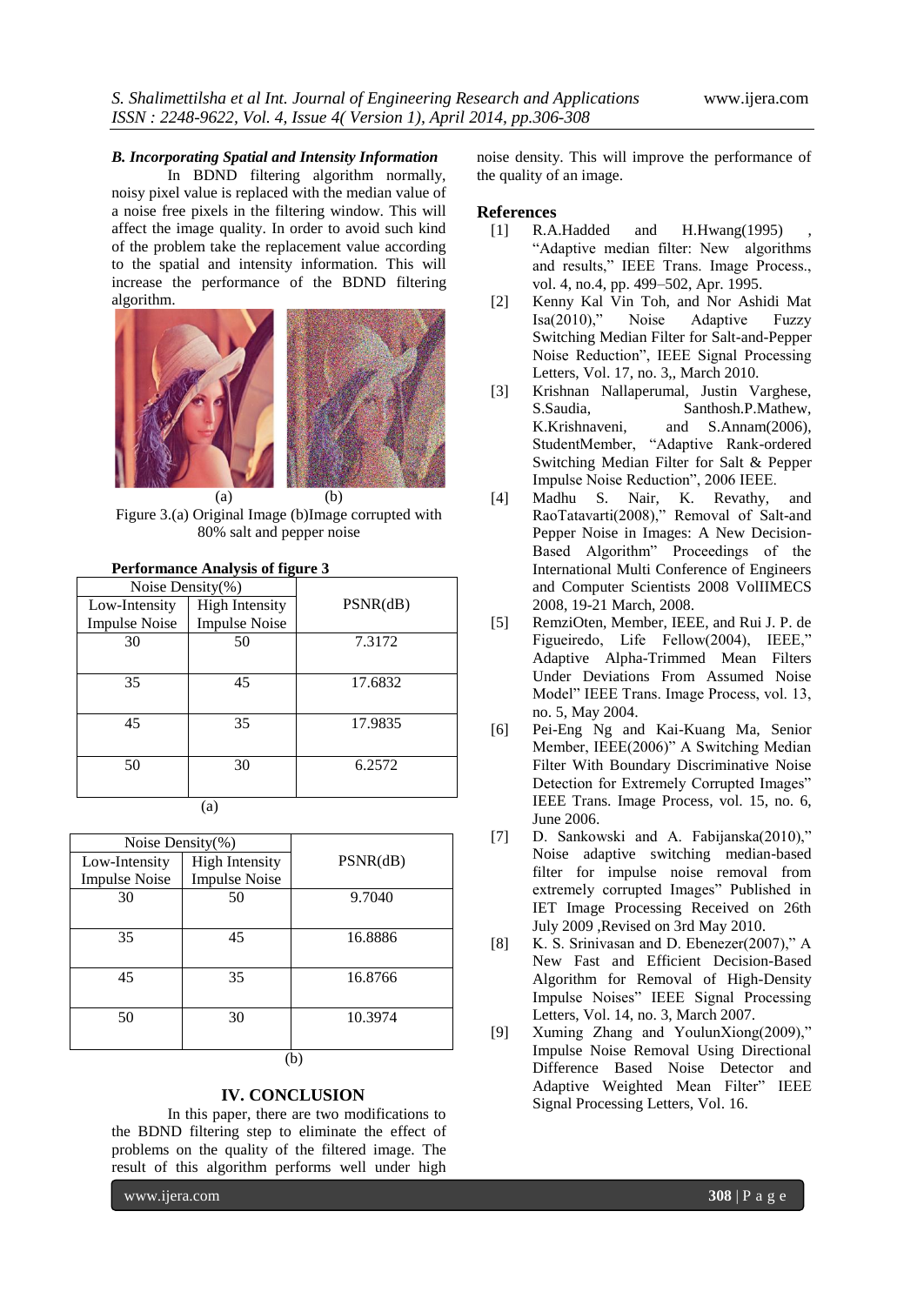### B. Incorporating Spatial and Intensity Information

In BDND filtering algorithm normally, noisy pixel value is replaced with the median value of a noise free pixels in the filtering window. This will affect the image quality. In order to avoid such kind of the problem take the replacement value according to the spatial and intensity information. This will increase the performance of the BDND filtering algorithm.

(a) (b)

Figure 3.(a) Original Image (b)Image corrupted with 80% salt and pepper noise

**Performance Analysis of figure 3**

| Noise Density(%) | | PSNR(dB) |
|---|---|---|
| Low-Intensity Impulse Noise | High Intensity Impulse Noise | |
| 30 | 50 | 7.3172 |
| 35 | 45 | 17.6832 |
| 45 | 35 | 17.9835 |
| 50 | 30 | 6.2572 |

(a)

| Noise Density(%) | | PSNR(dB) |
|---|---|---|
| Low-Intensity Impulse Noise | High Intensity Impulse Noise | |
| 30 | 50 | 9.7040 |
| 35 | 45 | 16.8886 |
| 45 | 35 | 16.8766 |
| 50 | 30 | 10.3974 |

(b)

## IV. CONCLUSION

In this paper, there are two modifications to the BDND filtering step to eliminate the effect of problems on the quality of the filtered image. The result of this algorithm performs well under high noise density. This will improve the performance of the quality of an image.

## References

[1] R.A.Hadded and H.Hwang(1995) , "Adaptive median filter: New algorithms and results," IEEE Trans. Image Process., vol. 4, no.4, pp. 499–502, Apr. 1995.

[2] Kenny Kal Vin Toh, and Nor Ashidi Mat Isa(2010)," Noise Adaptive Fuzzy Switching Median Filter for Salt-and-Pepper Noise Reduction", IEEE Signal Processing Letters, Vol. 17, no. 3,, March 2010.

[3] Krishnan Nallaperumal, Justin Varghese, S.Saudia, Santhosh.P.Mathew, K.Krishnaveni, and S.Annam(2006), StudentMember, "Adaptive Rank-ordered Switching Median Filter for Salt & Pepper Impulse Noise Reduction", 2006 IEEE.

[4] Madhu S. Nair, K. Revathy, and RaoTatavarti(2008)," Removal of Salt-and Pepper Noise in Images: A New Decision-Based Algorithm" Proceedings of the International Multi Conference of Engineers and Computer Scientists 2008 VolIIMECS 2008, 19-21 March, 2008.

[5] RemziOten, Member, IEEE, and Rui J. P. de Figueiredo, Life Fellow(2004), IEEE," Adaptive Alpha-Trimmed Mean Filters Under Deviations From Assumed Noise Model" IEEE Trans. Image Process, vol. 13, no. 5, May 2004.

[6] Pei-Eng Ng and Kai-Kuang Ma, Senior Member, IEEE(2006)" A Switching Median Filter With Boundary Discriminative Noise Detection for Extremely Corrupted Images" IEEE Trans. Image Process, vol. 15, no. 6, June 2006.

[7] D. Sankowski and A. Fabijanska(2010)," Noise adaptive switching median-based filter for impulse noise removal from extremely corrupted Images" Published in IET Image Processing Received on 26th July 2009 ,Revised on 3rd May 2010.

[8] K. S. Srinivasan and D. Ebenezer(2007)," A New Fast and Efficient Decision-Based Algorithm for Removal of High-Density Impulse Noises" IEEE Signal Processing Letters, Vol. 14, no. 3, March 2007.

[9] Xuming Zhang and YoulunXiong(2009)," Impulse Noise Removal Using Directional Difference Based Noise Detector and Adaptive Weighted Mean Filter" IEEE Signal Processing Letters, Vol. 16.